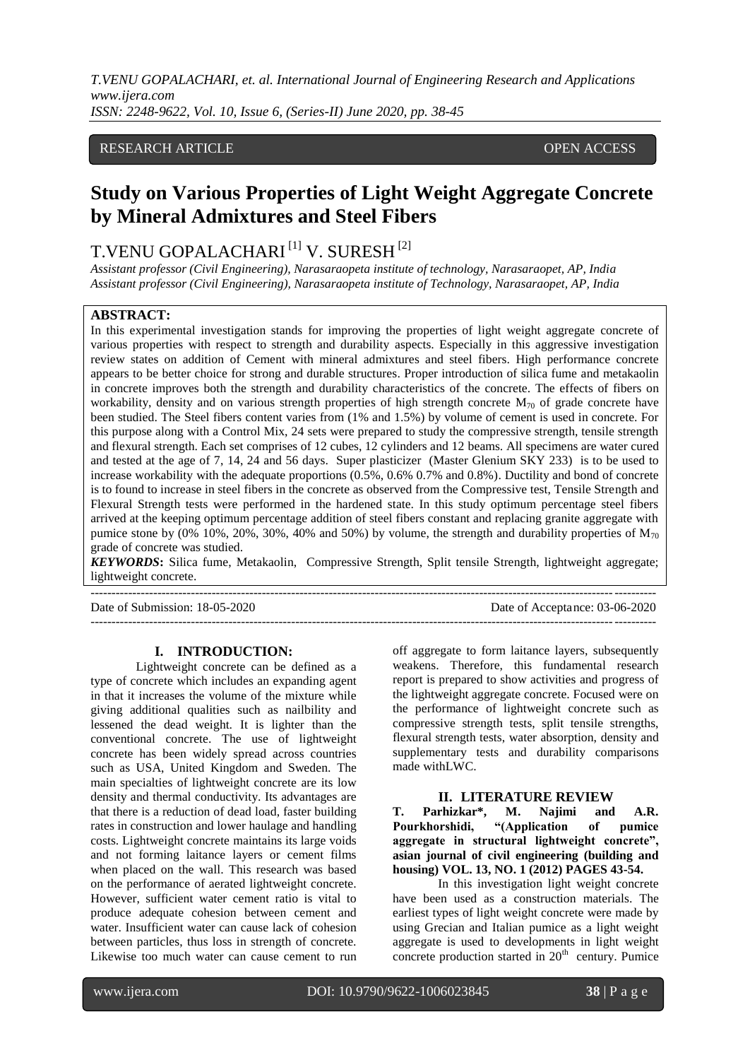RESEARCH ARTICLE OPEN ACCESS

# Study on Various Properties of Light Weight Aggregate Concrete by Mineral Admixtures and Steel Fibers

T.VENU GOPALACHARI [1] V. SURESH [2]

*Assistant professor (Civil Engineering), Narasaraopeta institute of technology, Narasaraopet, AP, India*
*Assistant professor (Civil Engineering), Narasaraopeta institute of Technology, Narasaraopet, AP, India*

**ABSTRACT:**

In this experimental investigation stands for improving the properties of light weight aggregate concrete of various properties with respect to strength and durability aspects. Especially in this aggressive investigation review states on addition of Cement with mineral admixtures and steel fibers. High performance concrete appears to be better choice for strong and durable structures. Proper introduction of silica fume and metakaolin in concrete improves both the strength and durability characteristics of the concrete. The effects of fibers on workability, density and on various strength properties of high strength concrete $M_{70}$ of grade concrete have been studied. The Steel fibers content varies from (1% and 1.5%) by volume of cement is used in concrete. For this purpose along with a Control Mix, 24 sets were prepared to study the compressive strength, tensile strength and flexural strength. Each set comprises of 12 cubes, 12 cylinders and 12 beams. All specimens are water cured and tested at the age of 7, 14, 24 and 56 days. Super plasticizer (Master Glenium SKY 233) is to be used to increase workability with the adequate proportions (0.5%, 0.6% 0.7% and 0.8%). Ductility and bond of concrete is to found to increase in steel fibers in the concrete as observed from the Compressive test, Tensile Strength and Flexural Strength tests were performed in the hardened state. In this study optimum percentage steel fibers arrived at the keeping optimum percentage addition of steel fibers constant and replacing granite aggregate with pumice stone by (0% 10%, 20%, 30%, 40% and 50%) by volume, the strength and durability properties of $M_{70}$ grade of concrete was studied.

***KEYWORDS*:** Silica fume, Metakaolin, Compressive Strength, Split tensile Strength, lightweight aggregate; lightweight concrete.

Date of Submission: 18-05-2020 Date of Acceptance: 03-06-2020

## I. INTRODUCTION:

Lightweight concrete can be defined as a type of concrete which includes an expanding agent in that it increases the volume of the mixture while giving additional qualities such as nailbility and lessened the dead weight. It is lighter than the conventional concrete. The use of lightweight concrete has been widely spread across countries such as USA, United Kingdom and Sweden. The main specialties of lightweight concrete are its low density and thermal conductivity. Its advantages are that there is a reduction of dead load, faster building rates in construction and lower haulage and handling costs. Lightweight concrete maintains its large voids and not forming laitance layers or cement films when placed on the wall. This research was based on the performance of aerated lightweight concrete. However, sufficient water cement ratio is vital to produce adequate cohesion between cement and water. Insufficient water can cause lack of cohesion between particles, thus loss in strength of concrete. Likewise too much water can cause cement to run off aggregate to form laitance layers, subsequently weakens. Therefore, this fundamental research report is prepared to show activities and progress of the lightweight aggregate concrete. Focused were on the performance of lightweight concrete such as compressive strength tests, split tensile strengths, flexural strength tests, water absorption, density and supplementary tests and durability comparisons made withLWC.

## II. LITERATURE REVIEW

**T. Parhizkar\*, M. Najimi and A.R. Pourkhorshidi, "(Application of pumice aggregate in structural lightweight concrete", asian journal of civil engineering (building and housing) VOL. 13, NO. 1 (2012) PAGES 43-54.**

In this investigation light weight concrete have been used as a construction materials. The earliest types of light weight concrete were made by using Grecian and Italian pumice as a light weight aggregate is used to developments in light weight concrete production started in 20th century. Pumice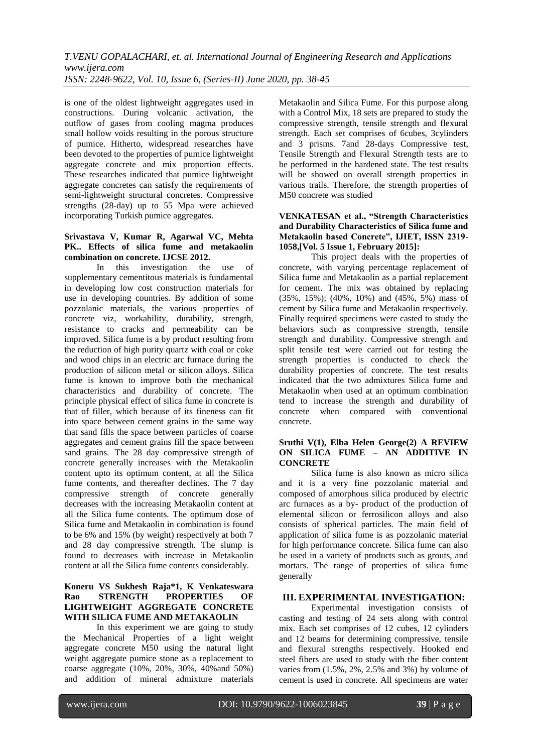is one of the oldest lightweight aggregates used in constructions. During volcanic activation, the outflow of gases from cooling magma produces small hollow voids resulting in the porous structure of pumice. Hitherto, widespread researches have been devoted to the properties of pumice lightweight aggregate concrete and mix proportion effects. These researches indicated that pumice lightweight aggregate concretes can satisfy the requirements of semi-lightweight structural concretes. Compressive strengths (28-day) up to 55 Mpa were achieved incorporating Turkish pumice aggregates.

**Srivastava V, Kumar R, Agarwal VC, Mehta PK.. Effects of silica fume and metakaolin combination on concrete. IJCSE 2012.**

In this investigation the use of supplementary cementitous materials is fundamental in developing low cost construction materials for use in developing countries. By addition of some pozzolanic materials, the various properties of concrete viz, workability, durability, strength, resistance to cracks and permeability can be improved. Silica fume is a by product resulting from the reduction of high purity quartz with coal or coke and wood chips in an electric arc furnace during the production of silicon metal or silicon alloys. Silica fume is known to improve both the mechanical characteristics and durability of concrete. The principle physical effect of silica fume in concrete is that of filler, which because of its fineness can fit into space between cement grains in the same way that sand fills the space between particles of coarse aggregates and cement grains fill the space between sand grains. The 28 day compressive strength of concrete generally increases with the Metakaolin content upto its optimum content, at all the Silica fume contents, and thereafter declines. The 7 day compressive strength of concrete generally decreases with the increasing Metakaolin content at all the Silica fume contents. The optimum dose of Silica fume and Metakaolin in combination is found to be 6% and 15% (by weight) respectively at both 7 and 28 day compressive strength. The slump is found to decreases with increase in Metakaolin content at all the Silica fume contents considerably.

**Koneru VS Sukhesh Raja\*1, K Venkateswara Rao STRENGTH PROPERTIES OF LIGHTWEIGHT AGGREGATE CONCRETE WITH SILICA FUME AND METAKAOLIN**

In this experiment we are going to study the Mechanical Properties of a light weight aggregate concrete M50 using the natural light weight aggregate pumice stone as a replacement to coarse aggregate (10%, 20%, 30%, 40%and 50%) and addition of mineral admixture materials Metakaolin and Silica Fume. For this purpose along with a Control Mix, 18 sets are prepared to study the compressive strength, tensile strength and flexural strength. Each set comprises of 6cubes, 3cylinders and 3 prisms. 7and 28-days Compressive test, Tensile Strength and Flexural Strength tests are to be performed in the hardened state. The test results will be showed on overall strength properties in various trails. Therefore, the strength properties of M50 concrete was studied

**VENKATESAN et al., "Strength Characteristics and Durability Characteristics of Silica fume and Metakaolin based Concrete", IJIET, ISSN 2319-1058,[Vol. 5 Issue 1, February 2015]:**

This project deals with the properties of concrete, with varying percentage replacement of Silica fume and Metakaolin as a partial replacement for cement. The mix was obtained by replacing (35%, 15%); (40%, 10%) and (45%, 5%) mass of cement by Silica fume and Metakaolin respectively. Finally required specimens were casted to study the behaviors such as compressive strength, tensile strength and durability. Compressive strength and split tensile test were carried out for testing the strength properties is conducted to check the durability properties of concrete. The test results indicated that the two admixtures Silica fume and Metakaolin when used at an optimum combination tend to increase the strength and durability of concrete when compared with conventional concrete.

**Sruthi V(1), Elba Helen George(2) A REVIEW ON SILICA FUME – AN ADDITIVE IN CONCRETE**

Silica fume is also known as micro silica and it is a very fine pozzolanic material and composed of amorphous silica produced by electric arc furnaces as a by- product of the production of elemental silicon or ferrosilicon alloys and also consists of spherical particles. The main field of application of silica fume is as pozzolanic material for high performance concrete. Silica fume can also be used in a variety of products such as grouts, and mortars. The range of properties of silica fume generally

## III. EXPERIMENTAL INVESTIGATION:

Experimental investigation consists of casting and testing of 24 sets along with control mix. Each set comprises of 12 cubes, 12 cylinders and 12 beams for determining compressive, tensile and flexural strengths respectively. Hooked end steel fibers are used to study with the fiber content varies from (1.5%, 2%, 2.5% and 3%) by volume of cement is used in concrete. All specimens are water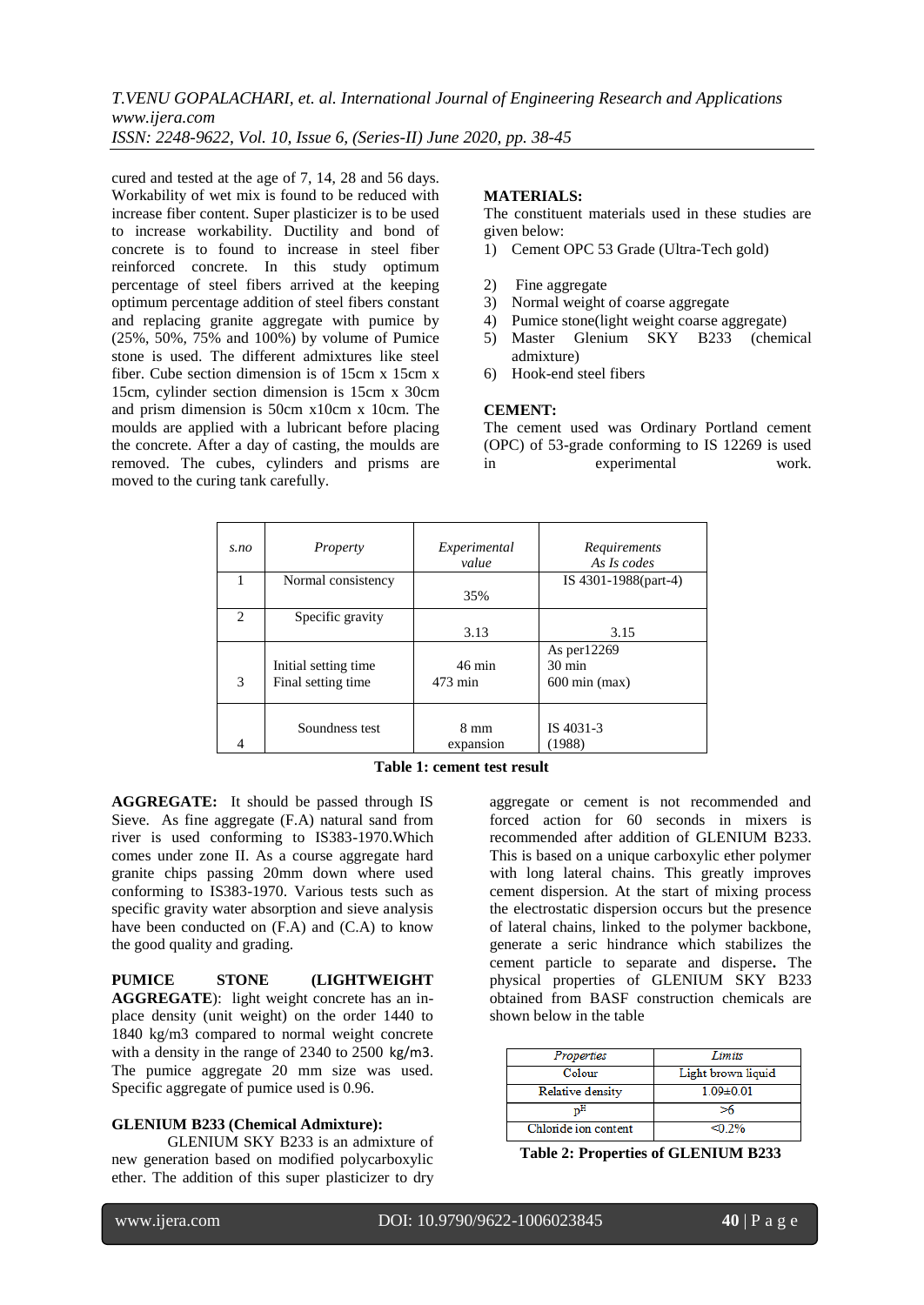cured and tested at the age of 7, 14, 28 and 56 days. Workability of wet mix is found to be reduced with increase fiber content. Super plasticizer is to be used to increase workability. Ductility and bond of concrete is to found to increase in steel fiber reinforced concrete. In this study optimum percentage of steel fibers arrived at the keeping optimum percentage addition of steel fibers constant and replacing granite aggregate with pumice by (25%, 50%, 75% and 100%) by volume of Pumice stone is used. The different admixtures like steel fiber. Cube section dimension is of 15cm x 15cm x 15cm, cylinder section dimension is 15cm x 30cm and prism dimension is 50cm x10cm x 10cm. The moulds are applied with a lubricant before placing the concrete. After a day of casting, the moulds are removed. The cubes, cylinders and prisms are moved to the curing tank carefully.

**MATERIALS:**

The constituent materials used in these studies are given below:

1) Cement OPC 53 Grade (Ultra-Tech gold)
2) Fine aggregate
3) Normal weight of coarse aggregate
4) Pumice stone(light weight coarse aggregate)
5) Master Glenium SKY B233 (chemical admixture)
6) Hook-end steel fibers

**CEMENT:**

The cement used was Ordinary Portland cement (OPC) of 53-grade conforming to IS 12269 is used in experimental work.

| *s.no* | *Property* | *Experimental value* | *Requirements As Is codes* |
|---|---|---|---|
| 1 | Normal consistency | 35% | IS 4301-1988(part-4) |
| 2 | Specific gravity | 3.13 | 3.15 |
| 3 | Initial setting time<br>Final setting time | 46 min<br>473 min | As per12269<br>30 min<br>600 min (max) |
| 4 | Soundness test | 8 mm expansion | IS 4031-3 (1988) |

**Table 1: cement test result**

**AGGREGATE:** It should be passed through IS Sieve. As fine aggregate (F.A) natural sand from river is used conforming to IS383-1970.Which comes under zone II. As a course aggregate hard granite chips passing 20mm down where used conforming to IS383-1970. Various tests such as specific gravity water absorption and sieve analysis have been conducted on (F.A) and (C.A) to know the good quality and grading.

**PUMICE STONE (LIGHTWEIGHT AGGREGATE**): light weight concrete has an in-place density (unit weight) on the order 1440 to 1840 kg/m3 compared to normal weight concrete with a density in the range of 2340 to 2500 kg/m3. The pumice aggregate 20 mm size was used. Specific aggregate of pumice used is 0.96.

**GLENIUM B233 (Chemical Admixture):**

GLENIUM SKY B233 is an admixture of new generation based on modified polycarboxylic ether. The addition of this super plasticizer to dry aggregate or cement is not recommended and forced action for 60 seconds in mixers is recommended after addition of GLENIUM B233. This is based on a unique carboxylic ether polymer with long lateral chains. This greatly improves cement dispersion. At the start of mixing process the electrostatic dispersion occurs but the presence of lateral chains, linked to the polymer backbone, generate a seric hindrance which stabilizes the cement particle to separate and disperse**.** The physical properties of GLENIUM SKY B233 obtained from BASF construction chemicals are shown below in the table

| *Properties* | *Limits* |
|---|---|
| Colour | Light brown liquid |
| Relative density | 1.09±0.01 |
| $p^H$ | >6 |
| Chloride ion content | <0.2% |

**Table 2: Properties of GLENIUM B233**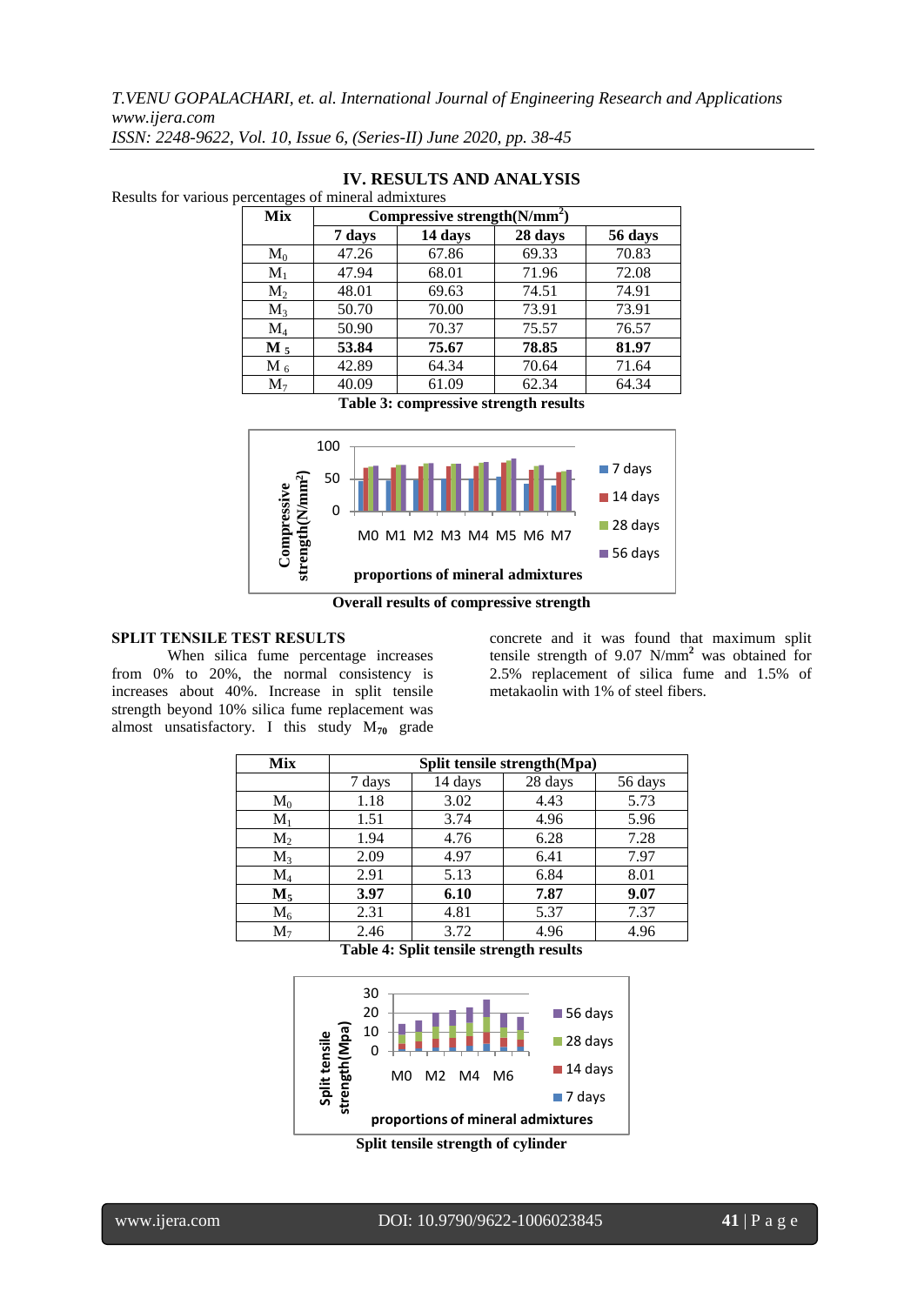## IV. RESULTS AND ANALYSIS

Results for various percentages of mineral admixtures

| Mix | Compressive strength($N/mm^2$) | | | |
|---|---|---|---|---|
| | **7 days** | **14 days** | **28 days** | **56 days** |
| $M_0$ | 47.26 | 67.86 | 69.33 | 70.83 |
| $M_1$ | 47.94 | 68.01 | 71.96 | 72.08 |
| $M_2$ | 48.01 | 69.63 | 74.51 | 74.91 |
| $M_3$ | 50.70 | 70.00 | 73.91 | 73.91 |
| $M_4$ | 50.90 | 70.37 | 75.57 | 76.57 |
| **$M_5$** | **53.84** | **75.67** | **78.85** | **81.97** |
| $M_6$ | 42.89 | 64.34 | 70.64 | 71.64 |
| $M_7$ | 40.09 | 61.09 | 62.34 | 64.34 |

**Table 3: compressive strength results**

**Overall results of compressive strength**

### SPLIT TENSILE TEST RESULTS

When silica fume percentage increases from 0% to 20%, the normal consistency is increases about 40%. Increase in split tensile strength beyond 10% silica fume replacement was almost unsatisfactory. I this study $M_{70}$ grade concrete and it was found that maximum split tensile strength of 9.07 $N/mm^2$ was obtained for 2.5% replacement of silica fume and 1.5% of metakaolin with 1% of steel fibers.

| Mix | Split tensile strength(Mpa) | | | |
|---|---|---|---|---|
| | 7 days | 14 days | 28 days | 56 days |
| $M_0$ | 1.18 | 3.02 | 4.43 | 5.73 |
| $M_1$ | 1.51 | 3.74 | 4.96 | 5.96 |
| $M_2$ | 1.94 | 4.76 | 6.28 | 7.28 |
| $M_3$ | 2.09 | 4.97 | 6.41 | 7.97 |
| $M_4$ | 2.91 | 5.13 | 6.84 | 8.01 |
| **$M_5$** | **3.97** | **6.10** | **7.87** | **9.07** |
| $M_6$ | 2.31 | 4.81 | 5.37 | 7.37 |
| $M_7$ | 2.46 | 3.72 | 4.96 | 4.96 |

**Table 4: Split tensile strength results**

**Split tensile strength of cylinder**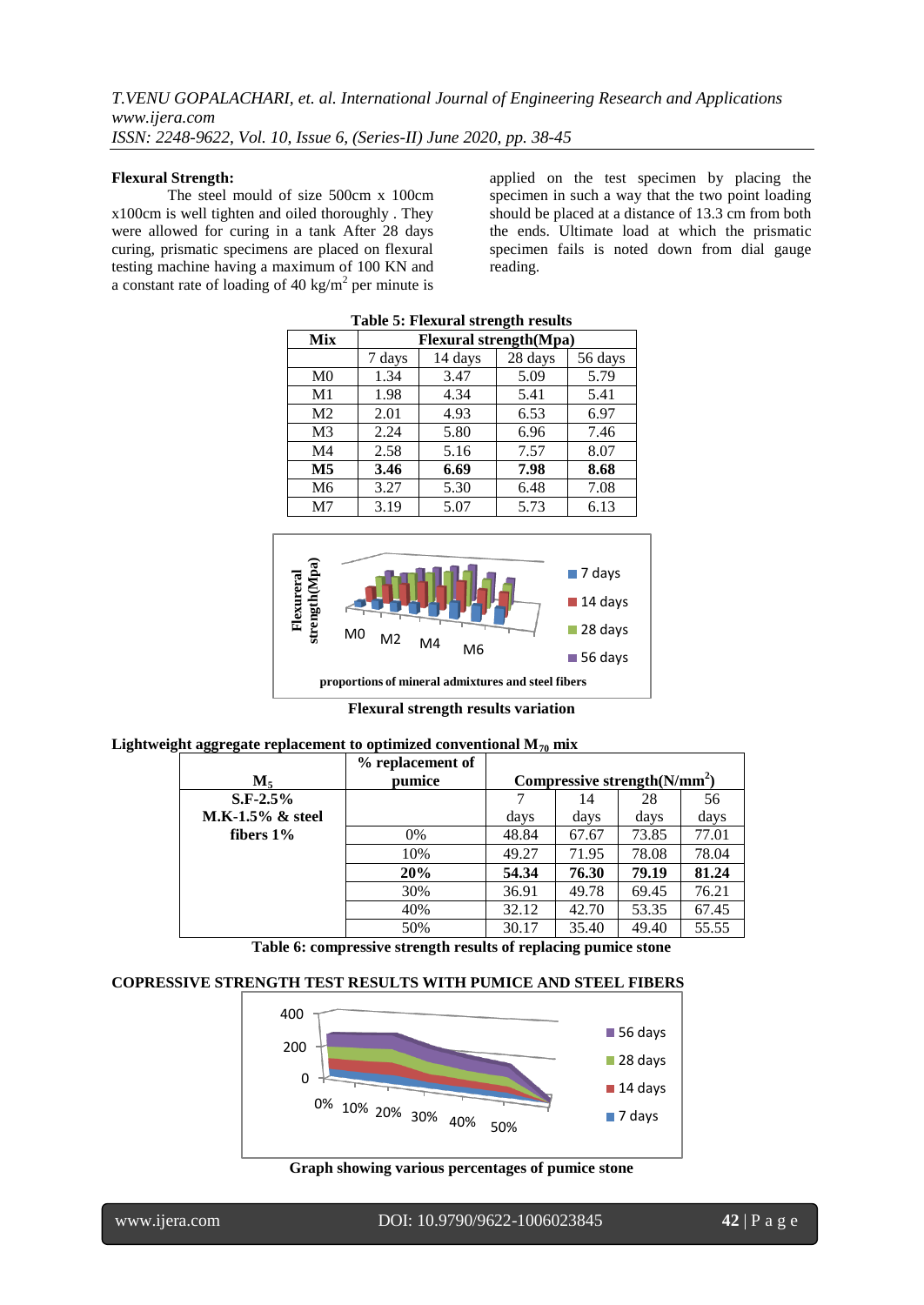**Flexural Strength:**

The steel mould of size 500cm x 100cm x100cm is well tighten and oiled thoroughly . They were allowed for curing in a tank After 28 days curing, prismatic specimens are placed on flexural testing machine having a maximum of 100 KN and a constant rate of loading of 40 kg/m$^2$ per minute is applied on the test specimen by placing the specimen in such a way that the two point loading should be placed at a distance of 13.3 cm from both the ends. Ultimate load at which the prismatic specimen fails is noted down from dial gauge reading.

**Table 5: Flexural strength results**

| Mix | Flexural strength(Mpa) | | | |
|---|---|---|---|---|
| | 7 days | 14 days | 28 days | 56 days |
| M0 | 1.34 | 3.47 | 5.09 | 5.79 |
| M1 | 1.98 | 4.34 | 5.41 | 5.41 |
| M2 | 2.01 | 4.93 | 6.53 | 6.97 |
| M3 | 2.24 | 5.80 | 6.96 | 7.46 |
| M4 | 2.58 | 5.16 | 7.57 | 8.07 |
| **M5** | **3.46** | **6.69** | **7.98** | **8.68** |
| M6 | 3.27 | 5.30 | 6.48 | 7.08 |
| M7 | 3.19 | 5.07 | 5.73 | 6.13 |

**Flexural strength results variation**

**Lightweight aggregate replacement to optimized conventional $M_{70}$ mix**

| $M_5$ | % replacement of pumice | Compressive strength(N/mm$^2$) | | | |
|---|---|---|---|---|---|
| **S.F-2.5% M.K-1.5% & steel fibers 1%** | | 7 days | 14 days | 28 days | 56 days |
| | 0% | 48.84 | 67.67 | 73.85 | 77.01 |
| | 10% | 49.27 | 71.95 | 78.08 | 78.04 |
| | **20%** | **54.34** | **76.30** | **79.19** | **81.24** |
| | 30% | 36.91 | 49.78 | 69.45 | 76.21 |
| | 40% | 32.12 | 42.70 | 53.35 | 67.45 |
| | 50% | 30.17 | 35.40 | 49.40 | 55.55 |

**Table 6: compressive strength results of replacing pumice stone**

**COPRESSIVE STRENGTH TEST RESULTS WITH PUMICE AND STEEL FIBERS**

**Graph showing various percentages of pumice stone**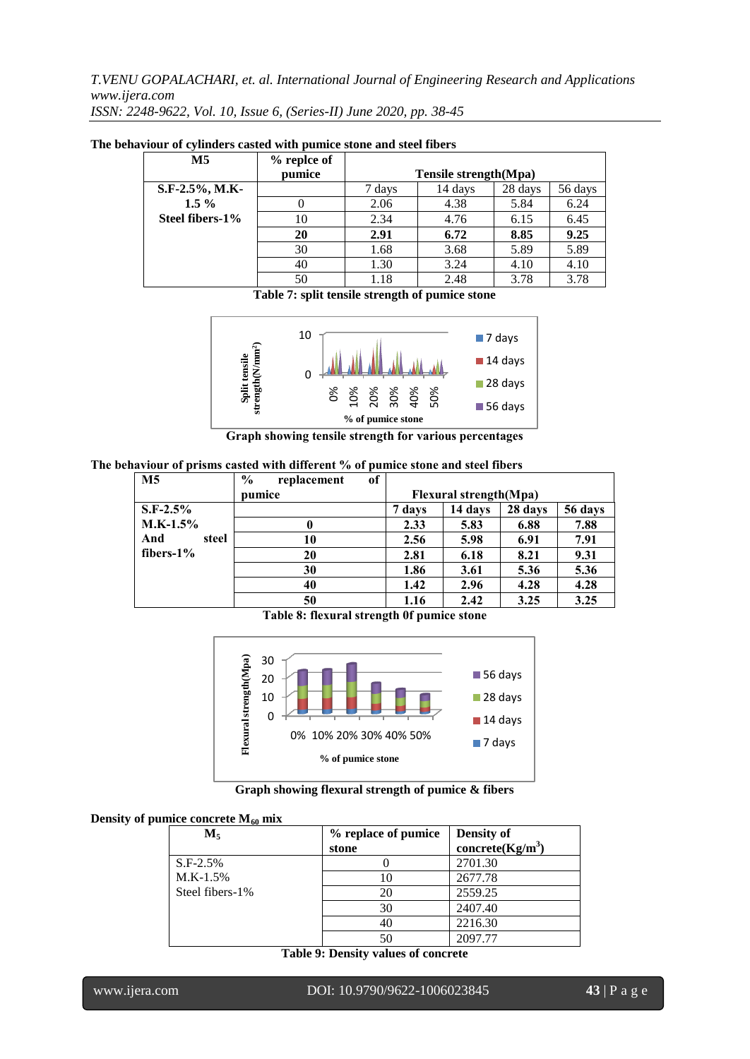**The behaviour of cylinders casted with pumice stone and steel fibers**

| M5 | % replce of pumice | Tensile strength(Mpa) | | | |
|---|---|---|---|---|---|
| S.F-2.5%, M.K-1.5 % Steel fibers-1% | | 7 days | 14 days | 28 days | 56 days |
| | 0 | 2.06 | 4.38 | 5.84 | 6.24 |
| | 10 | 2.34 | 4.76 | 6.15 | 6.45 |
| | **20** | **2.91** | **6.72** | **8.85** | **9.25** |
| | 30 | 1.68 | 3.68 | 5.89 | 5.89 |
| | 40 | 1.30 | 3.24 | 4.10 | 4.10 |
| | 50 | 1.18 | 2.48 | 3.78 | 3.78 |

**Table 7: split tensile strength of pumice stone**

**Graph showing tensile strength for various percentages**

**The behaviour of prisms casted with different % of pumice stone and steel fibers**

| **M5** | **% replacement of pumice** | **Flexural strength(Mpa)** | | | |
|---|---|---|---|---|---|
| **S.F-2.5% M.K-1.5% And steel fibers-1%** | | **7 days** | **14 days** | **28 days** | **56 days** |
| | **0** | **2.33** | **5.83** | **6.88** | **7.88** |
| | **10** | **2.56** | **5.98** | **6.91** | **7.91** |
| | **20** | **2.81** | **6.18** | **8.21** | **9.31** |
| | **30** | **1.86** | **3.61** | **5.36** | **5.36** |
| | **40** | **1.42** | **2.96** | **4.28** | **4.28** |
| | **50** | **1.16** | **2.42** | **3.25** | **3.25** |

**Table 8: flexural strength 0f pumice stone**

**Graph showing flexural strength of pumice & fibers**

**Density of pumice concrete $M_{60}$ mix**

| $M_5$ | % replace of pumice stone | Density of concrete($Kg/m^3$) |
|---|---|---|
| S.F-2.5% M.K-1.5% Steel fibers-1% | 0 | 2701.30 |
| | 10 | 2677.78 |
| | 20 | 2559.25 |
| | 30 | 2407.40 |
| | 40 | 2216.30 |
| | 50 | 2097.77 |

**Table 9: Density values of concrete**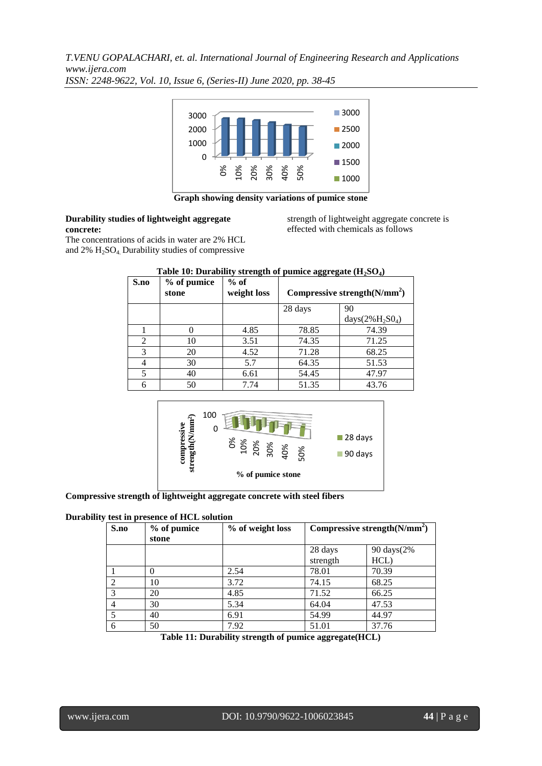Graph showing density variations of pumice stone

**Durability studies of lightweight aggregate concrete:**

The concentrations of acids in water are 2% HCL and 2% $H_2SO_4$. Durability studies of compressive strength of lightweight aggregate concrete is effected with chemicals as follows

**Table 10: Durability strength of pumice aggregate ($H_2SO_4$)**

| S.no | % of pumice stone | % of weight loss | Compressive strength($N/mm^2$) | |
|---|---|---|---|---|
| | | | 28 days | 90 days($2\%H_2S0_4$) |
| 1 | 0 | 4.85 | 78.85 | 74.39 |
| 2 | 10 | 3.51 | 74.35 | 71.25 |
| 3 | 20 | 4.52 | 71.28 | 68.25 |
| 4 | 30 | 5.7 | 64.35 | 51.53 |
| 5 | 40 | 6.61 | 54.45 | 47.97 |
| 6 | 50 | 7.74 | 51.35 | 43.76 |

**Compressive strength of lightweight aggregate concrete with steel fibers**

**Durability test in presence of HCL solution**

| S.no | % of pumice stone | % of weight loss | Compressive strength($N/mm^2$) | |
|---|---|---|---|---|
| | | | 28 days strength | 90 days(2% HCL) |
| 1 | 0 | 2.54 | 78.01 | 70.39 |
| 2 | 10 | 3.72 | 74.15 | 68.25 |
| 3 | 20 | 4.85 | 71.52 | 66.25 |
| 4 | 30 | 5.34 | 64.04 | 47.53 |
| 5 | 40 | 6.91 | 54.99 | 44.97 |
| 6 | 50 | 7.92 | 51.01 | 37.76 |

**Table 11: Durability strength of pumice aggregate(HCL)**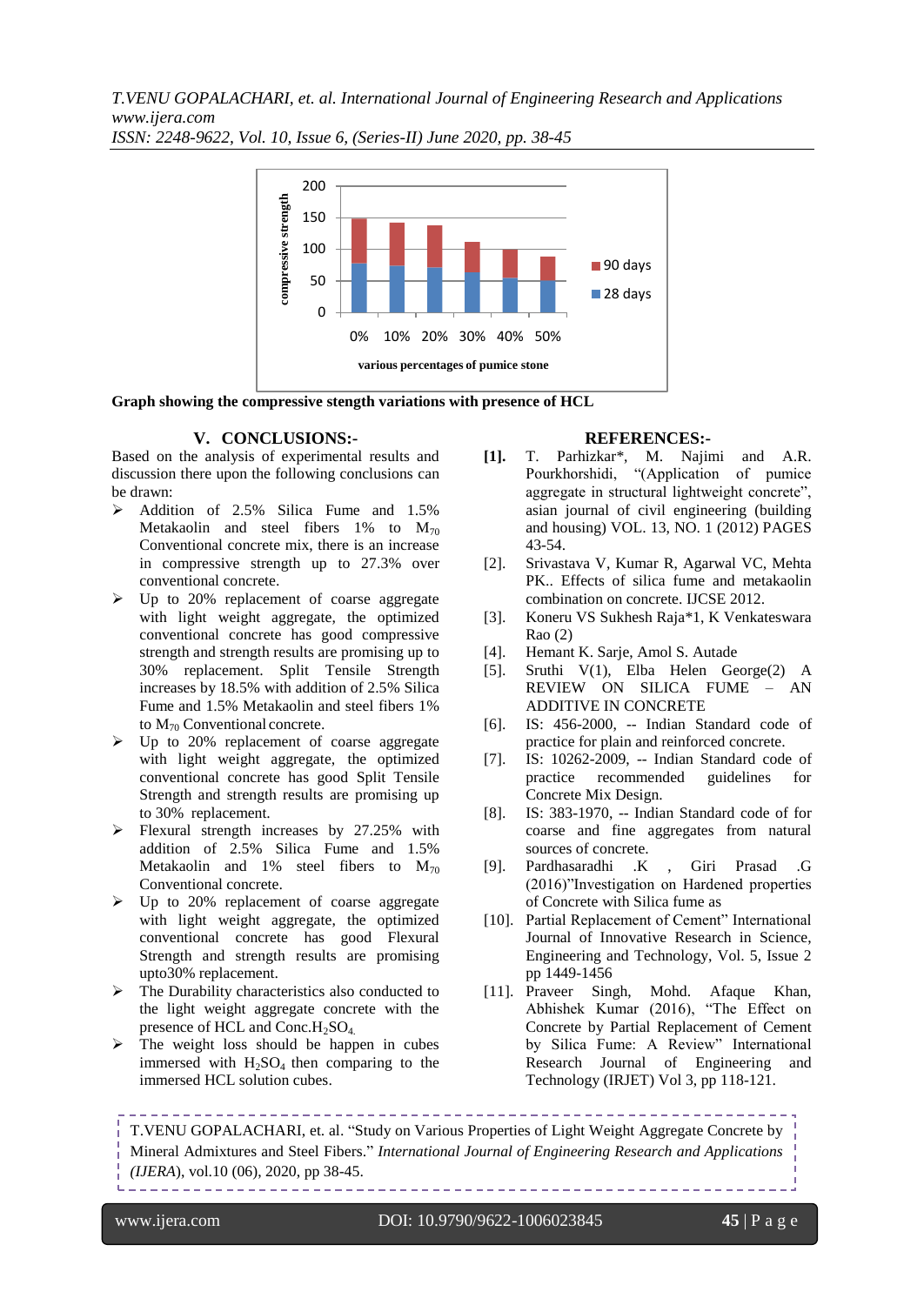200
150
100
50
0

compressive strength

0% 10% 20% 30% 40% 50%

various percentages of pumice stone

90 days
28 days

**Graph showing the compressive stength variations with presence of HCL**

## V. CONCLUSIONS:-

Based on the analysis of experimental results and discussion there upon the following conclusions can be drawn:

- Addition of 2.5% Silica Fume and 1.5% Metakaolin and steel fibers 1% to $M_{70}$ Conventional concrete mix, there is an increase in compressive strength up to 27.3% over conventional concrete.
- Up to 20% replacement of coarse aggregate with light weight aggregate, the optimized conventional concrete has good compressive strength and strength results are promising up to 30% replacement. Split Tensile Strength increases by 18.5% with addition of 2.5% Silica Fume and 1.5% Metakaolin and steel fibers 1% to $M_{70}$ Conventional concrete.
- Up to 20% replacement of coarse aggregate with light weight aggregate, the optimized conventional concrete has good Split Tensile Strength and strength results are promising up to 30% replacement.
- Flexural strength increases by 27.25% with addition of 2.5% Silica Fume and 1.5% Metakaolin and 1% steel fibers to $M_{70}$ Conventional concrete.
- Up to 20% replacement of coarse aggregate with light weight aggregate, the optimized conventional concrete has good Flexural Strength and strength results are promising upto30% replacement.
- The Durability characteristics also conducted to the light weight aggregate concrete with the presence of HCL and Conc.$H_2SO_4$.
- The weight loss should be happen in cubes immersed with $H_2SO_4$ then comparing to the immersed HCL solution cubes.

## REFERENCES:-

**[1].** T. Parhizkar*, M. Najimi and A.R. Pourkhorshidi, "(Application of pumice aggregate in structural lightweight concrete", asian journal of civil engineering (building and housing) VOL. 13, NO. 1 (2012) PAGES 43-54.

[2]. Srivastava V, Kumar R, Agarwal VC, Mehta PK.. Effects of silica fume and metakaolin combination on concrete. IJCSE 2012.

[3]. Koneru VS Sukhesh Raja*1, K Venkateswara Rao (2)

[4]. Hemant K. Sarje, Amol S. Autade

[5]. Sruthi V(1), Elba Helen George(2) A REVIEW ON SILICA FUME – AN ADDITIVE IN CONCRETE

[6]. IS: 456-2000, -- Indian Standard code of practice for plain and reinforced concrete.

[7]. IS: 10262-2009, -- Indian Standard code of practice recommended guidelines for Concrete Mix Design.

[8]. IS: 383-1970, -- Indian Standard code of for coarse and fine aggregates from natural sources of concrete.

[9]. Pardhasaradhi .K , Giri Prasad .G (2016)"Investigation on Hardened properties of Concrete with Silica fume as

[10]. Partial Replacement of Cement" International Journal of Innovative Research in Science, Engineering and Technology, Vol. 5, Issue 2 pp 1449-1456

[11]. Praveer Singh, Mohd. Afaque Khan, Abhishek Kumar (2016), "The Effect on Concrete by Partial Replacement of Cement by Silica Fume: A Review" International Research Journal of Engineering and Technology (IRJET) Vol 3, pp 118-121.

T.VENU GOPALACHARI, et. al. "Study on Various Properties of Light Weight Aggregate Concrete by Mineral Admixtures and Steel Fibers." *International Journal of Engineering Research and Applications (IJERA)*, vol.10 (06), 2020, pp 38-45.